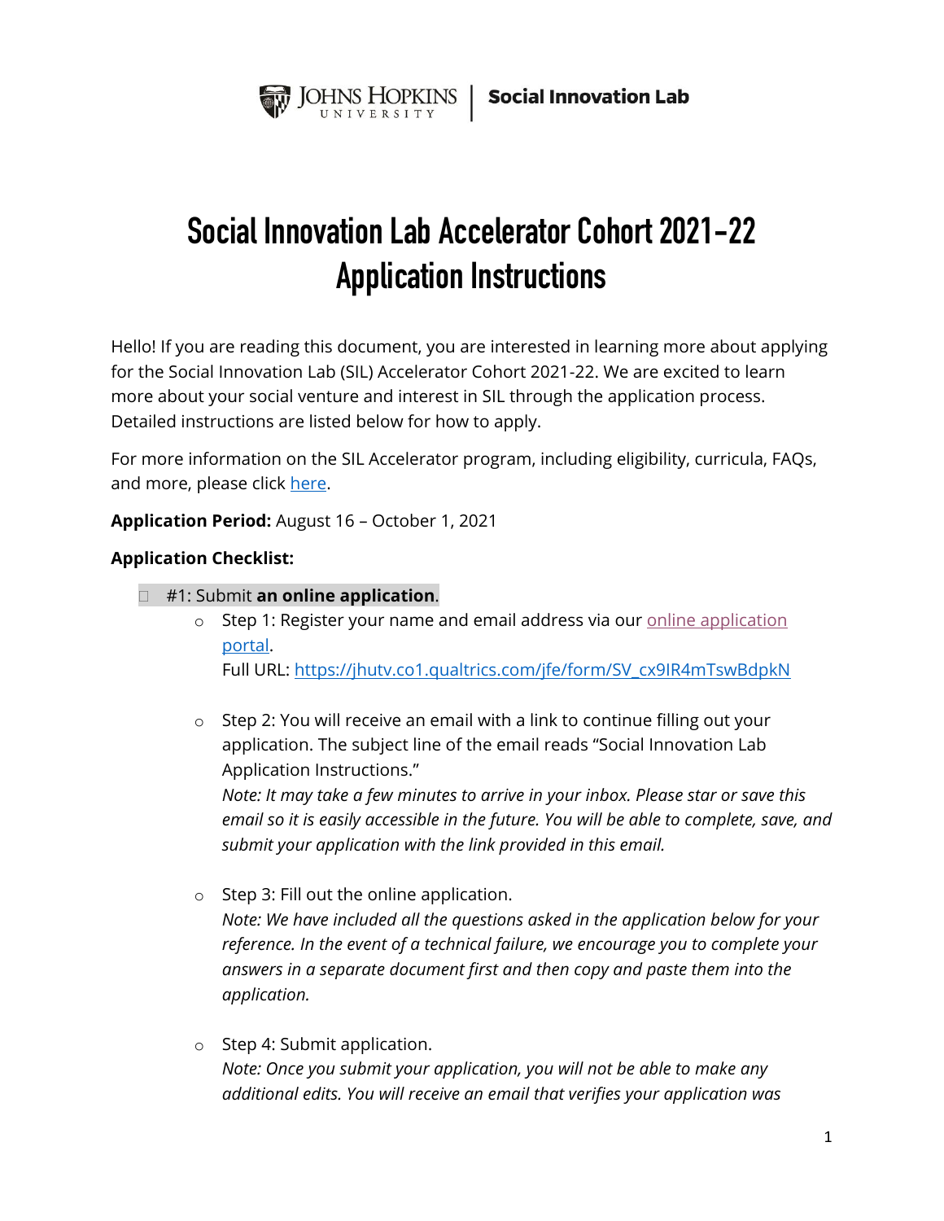Johns Hopkins University | **Social Innovation Lab**

# Social Innovation Lab Accelerator Cohort 2021-22 Application Instructions

Hello! If you are reading this document, you are interested in learning more about applying for the Social Innovation Lab (SIL) Accelerator Cohort 2021-22. We are excited to learn more about your social venture and interest in SIL through the application process. Detailed instructions are listed below for how to apply.

For more information on the SIL Accelerator program, including eligibility, curricula, FAQs, and more, please click [here]().

**Application Period:** August 16 – October 1, 2021

**Application Checklist:**

- ☐ #1: Submit **an online application**.
  - Step 1: Register your name and email address via our [online application portal]().
    Full URL: https://jhutv.co1.qualtrics.com/jfe/form/SV_cx9IR4mTswBdpkN
  - Step 2: You will receive an email with a link to continue filling out your application. The subject line of the email reads "Social Innovation Lab Application Instructions."
    *Note: It may take a few minutes to arrive in your inbox. Please star or save this email so it is easily accessible in the future. You will be able to complete, save, and submit your application with the link provided in this email.*
  - Step 3: Fill out the online application.
    *Note: We have included all the questions asked in the application below for your reference. In the event of a technical failure, we encourage you to complete your answers in a separate document first and then copy and paste them into the application.*
  - Step 4: Submit application.
    *Note: Once you submit your application, you will not be able to make any additional edits. You will receive an email that verifies your application was*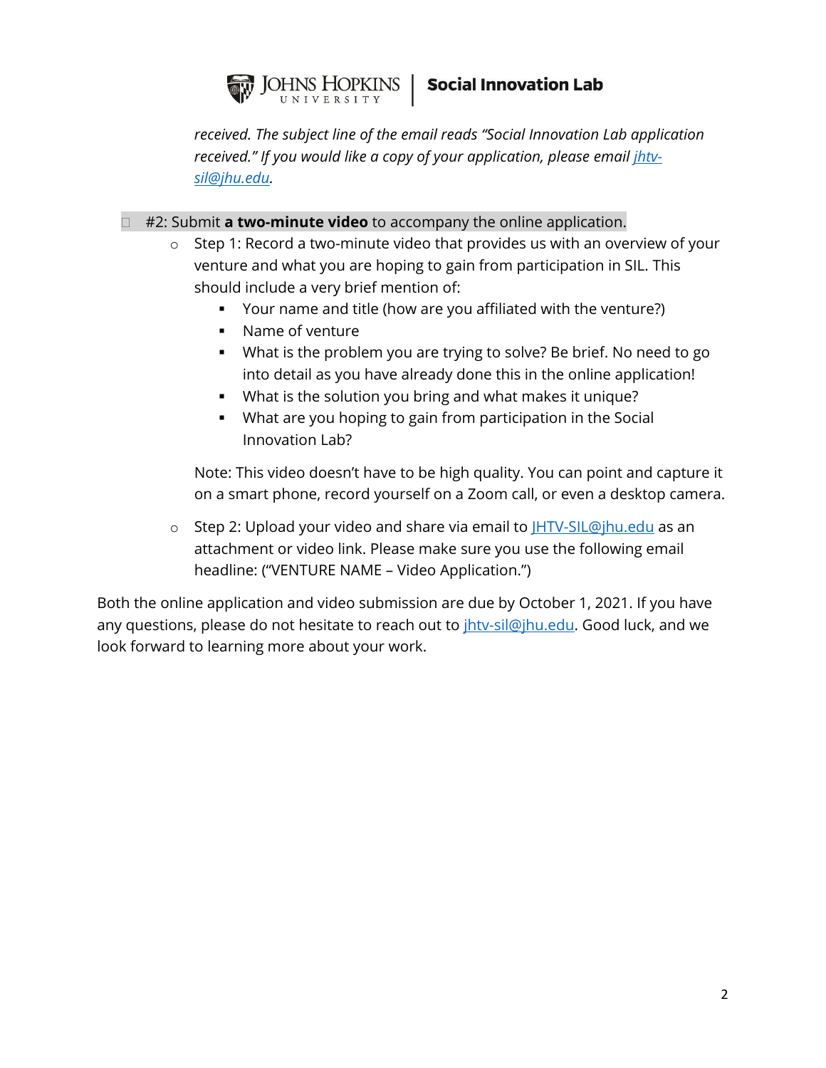*received. The subject line of the email reads "Social Innovation Lab application received." If you would like a copy of your application, please email jhtv-sil@jhu.edu.*

- #2: Submit **a two-minute video** to accompany the online application.
  - Step 1: Record a two-minute video that provides us with an overview of your venture and what you are hoping to gain from participation in SIL. This should include a very brief mention of:
    - Your name and title (how are you affiliated with the venture?)
    - Name of venture
    - What is the problem you are trying to solve? Be brief. No need to go into detail as you have already done this in the online application!
    - What is the solution you bring and what makes it unique?
    - What are you hoping to gain from participation in the Social Innovation Lab?

    Note: This video doesn't have to be high quality. You can point and capture it on a smart phone, record yourself on a Zoom call, or even a desktop camera.

  - Step 2: Upload your video and share via email to JHTV-SIL@jhu.edu as an attachment or video link. Please make sure you use the following email headline: ("VENTURE NAME – Video Application.")

Both the online application and video submission are due by October 1, 2021. If you have any questions, please do not hesitate to reach out to jhtv-sil@jhu.edu. Good luck, and we look forward to learning more about your work.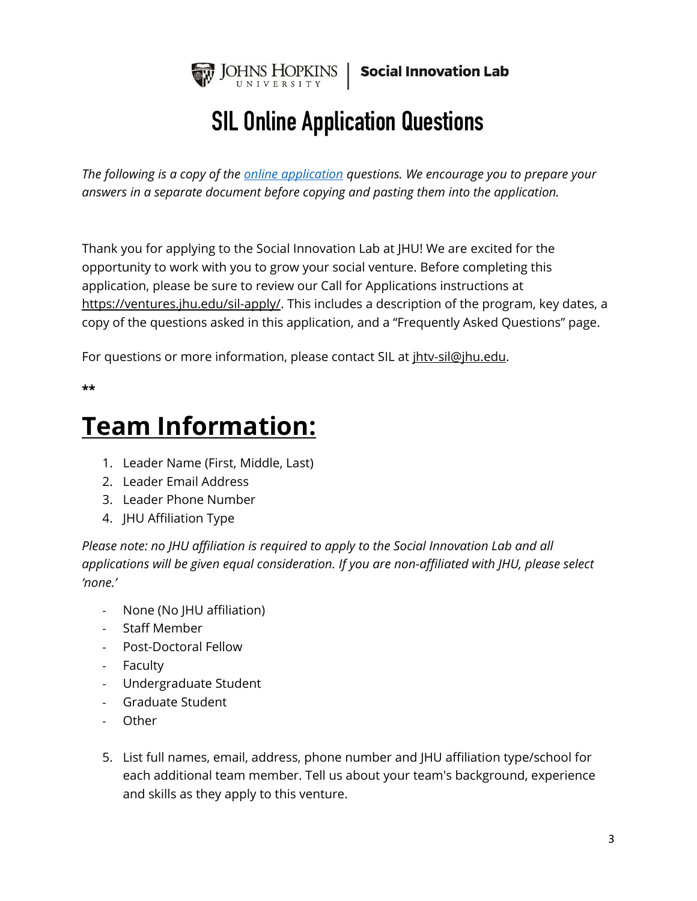Johns Hopkins University | **Social Innovation Lab**

# SIL Online Application Questions

*The following is a copy of the [online application](online application) questions. We encourage you to prepare your answers in a separate document before copying and pasting them into the application.*

Thank you for applying to the Social Innovation Lab at JHU! We are excited for the opportunity to work with you to grow your social venture. Before completing this application, please be sure to review our Call for Applications instructions at https://ventures.jhu.edu/sil-apply/. This includes a description of the program, key dates, a copy of the questions asked in this application, and a "Frequently Asked Questions" page.

For questions or more information, please contact SIL at jhtv-sil@jhu.edu.

**

# Team Information:

1. Leader Name (First, Middle, Last)
2. Leader Email Address
3. Leader Phone Number
4. JHU Affiliation Type

*Please note: no JHU affiliation is required to apply to the Social Innovation Lab and all applications will be given equal consideration. If you are non-affiliated with JHU, please select 'none.'*

- None (No JHU affiliation)
- Staff Member
- Post-Doctoral Fellow
- Faculty
- Undergraduate Student
- Graduate Student
- Other

5. List full names, email, address, phone number and JHU affiliation type/school for each additional team member. Tell us about your team's background, experience and skills as they apply to this venture.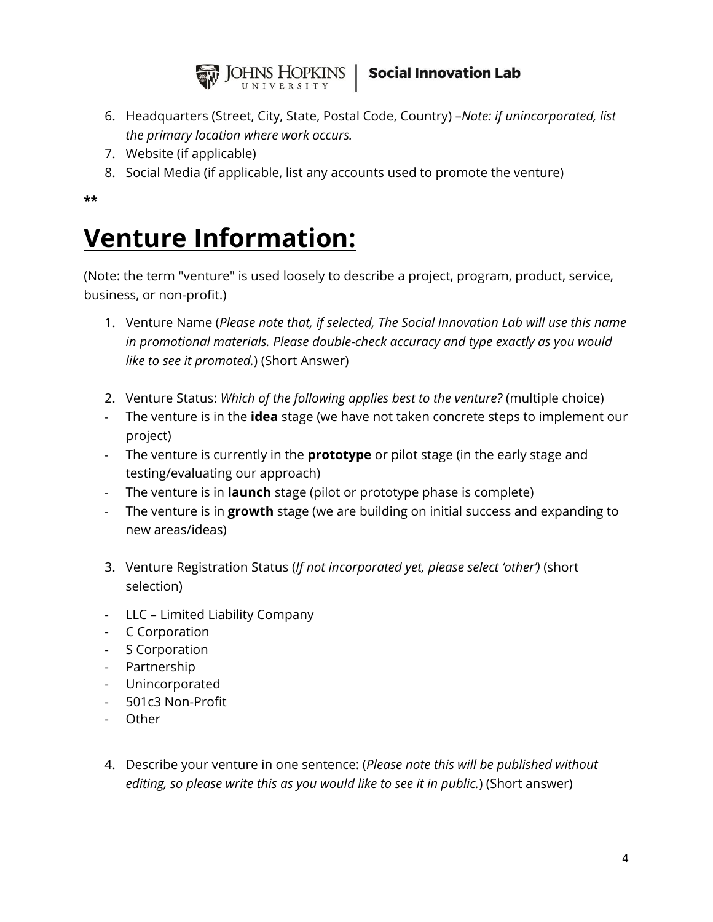6. Headquarters (Street, City, State, Postal Code, Country) –*Note: if unincorporated, list the primary location where work occurs.*
7. Website (if applicable)
8. Social Media (if applicable, list any accounts used to promote the venture)

**

# Venture Information:

(Note: the term "venture" is used loosely to describe a project, program, product, service, business, or non-profit.)

1. Venture Name (*Please note that, if selected, The Social Innovation Lab will use this name in promotional materials. Please double-check accuracy and type exactly as you would like to see it promoted.*) (Short Answer)

2. Venture Status: *Which of the following applies best to the venture?* (multiple choice)

- The venture is in the **idea** stage (we have not taken concrete steps to implement our project)
- The venture is currently in the **prototype** or pilot stage (in the early stage and testing/evaluating our approach)
- The venture is in **launch** stage (pilot or prototype phase is complete)
- The venture is in **growth** stage (we are building on initial success and expanding to new areas/ideas)

3. Venture Registration Status (*If not incorporated yet, please select 'other')* (short selection)

- LLC – Limited Liability Company
- C Corporation
- S Corporation
- Partnership
- Unincorporated
- 501c3 Non-Profit
- Other

4. Describe your venture in one sentence: (*Please note this will be published without editing, so please write this as you would like to see it in public.*) (Short answer)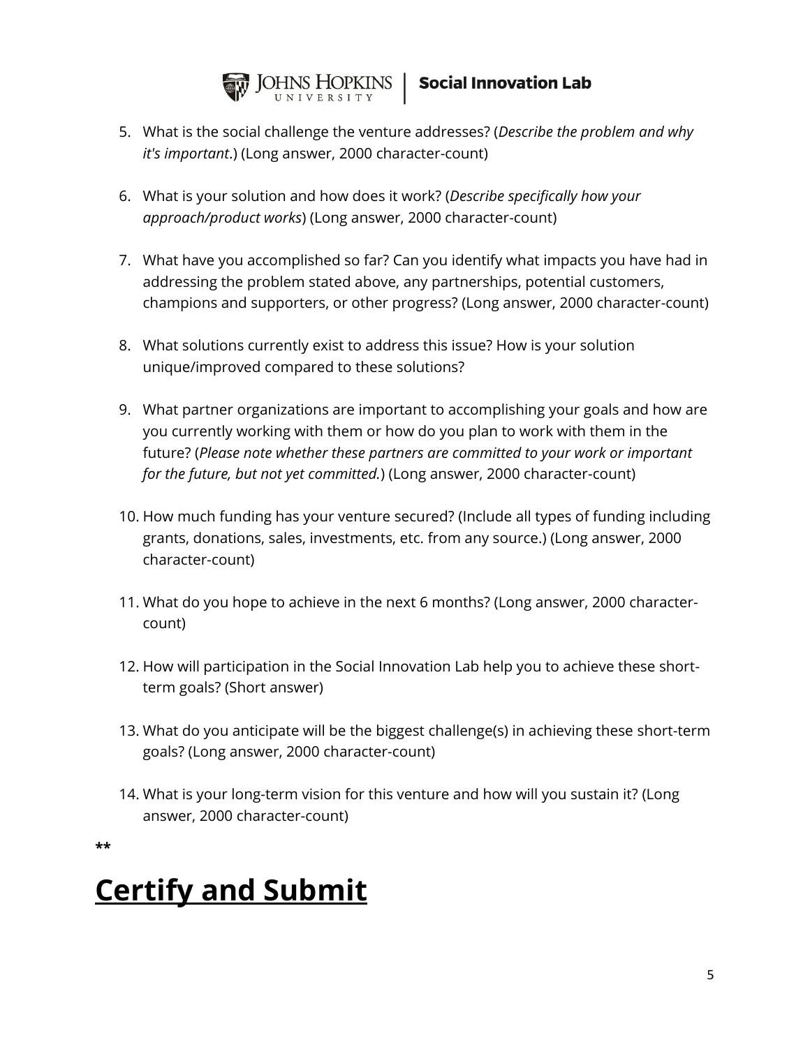5. What is the social challenge the venture addresses? (*Describe the problem and why it's important*.) (Long answer, 2000 character-count)

6. What is your solution and how does it work? (*Describe specifically how your approach/product works*) (Long answer, 2000 character-count)

7. What have you accomplished so far? Can you identify what impacts you have had in addressing the problem stated above, any partnerships, potential customers, champions and supporters, or other progress? (Long answer, 2000 character-count)

8. What solutions currently exist to address this issue? How is your solution unique/improved compared to these solutions?

9. What partner organizations are important to accomplishing your goals and how are you currently working with them or how do you plan to work with them in the future? (*Please note whether these partners are committed to your work or important for the future, but not yet committed.*) (Long answer, 2000 character-count)

10. How much funding has your venture secured? (Include all types of funding including grants, donations, sales, investments, etc. from any source.) (Long answer, 2000 character-count)

11. What do you hope to achieve in the next 6 months? (Long answer, 2000 character-count)

12. How will participation in the Social Innovation Lab help you to achieve these short-term goals? (Short answer)

13. What do you anticipate will be the biggest challenge(s) in achieving these short-term goals? (Long answer, 2000 character-count)

14. What is your long-term vision for this venture and how will you sustain it? (Long answer, 2000 character-count)

**

# <u>Certify and Submit</u>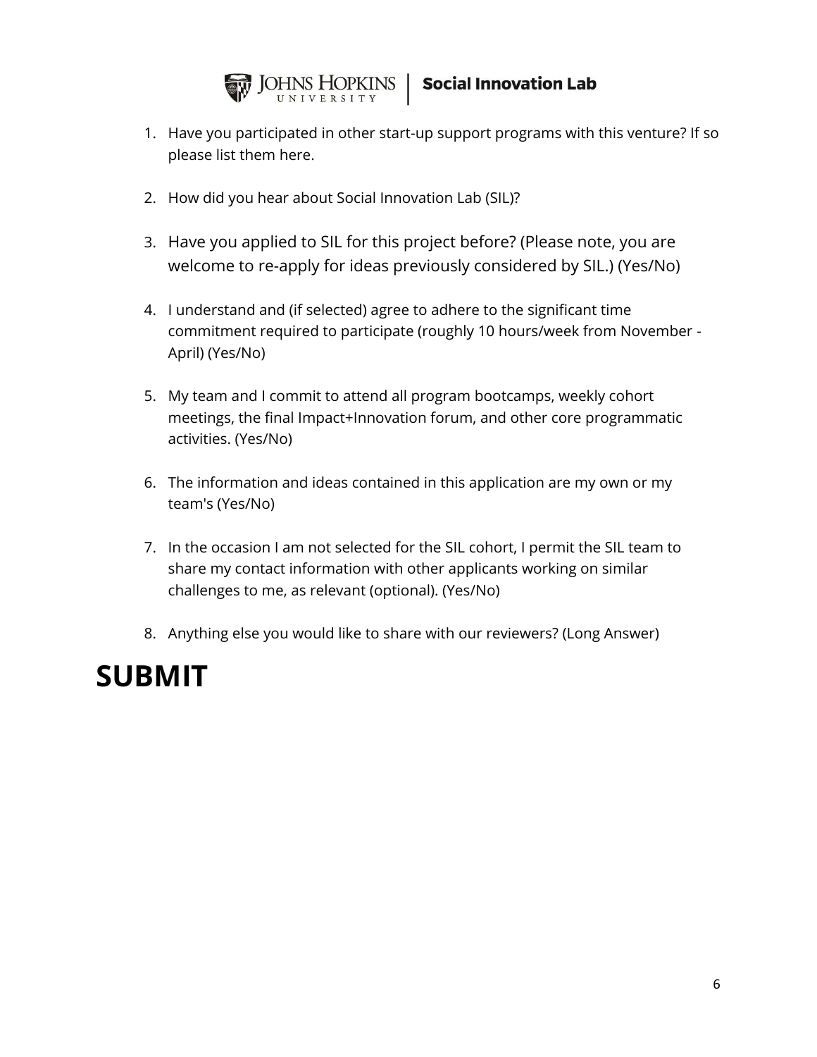1. Have you participated in other start-up support programs with this venture? If so please list them here.

2. How did you hear about Social Innovation Lab (SIL)?

3. Have you applied to SIL for this project before? (Please note, you are welcome to re-apply for ideas previously considered by SIL.) (Yes/No)

4. I understand and (if selected) agree to adhere to the significant time commitment required to participate (roughly 10 hours/week from November - April) (Yes/No)

5. My team and I commit to attend all program bootcamps, weekly cohort meetings, the final Impact+Innovation forum, and other core programmatic activities. (Yes/No)

6. The information and ideas contained in this application are my own or my team's (Yes/No)

7. In the occasion I am not selected for the SIL cohort, I permit the SIL team to share my contact information with other applicants working on similar challenges to me, as relevant (optional). (Yes/No)

8. Anything else you would like to share with our reviewers? (Long Answer)

# SUBMIT